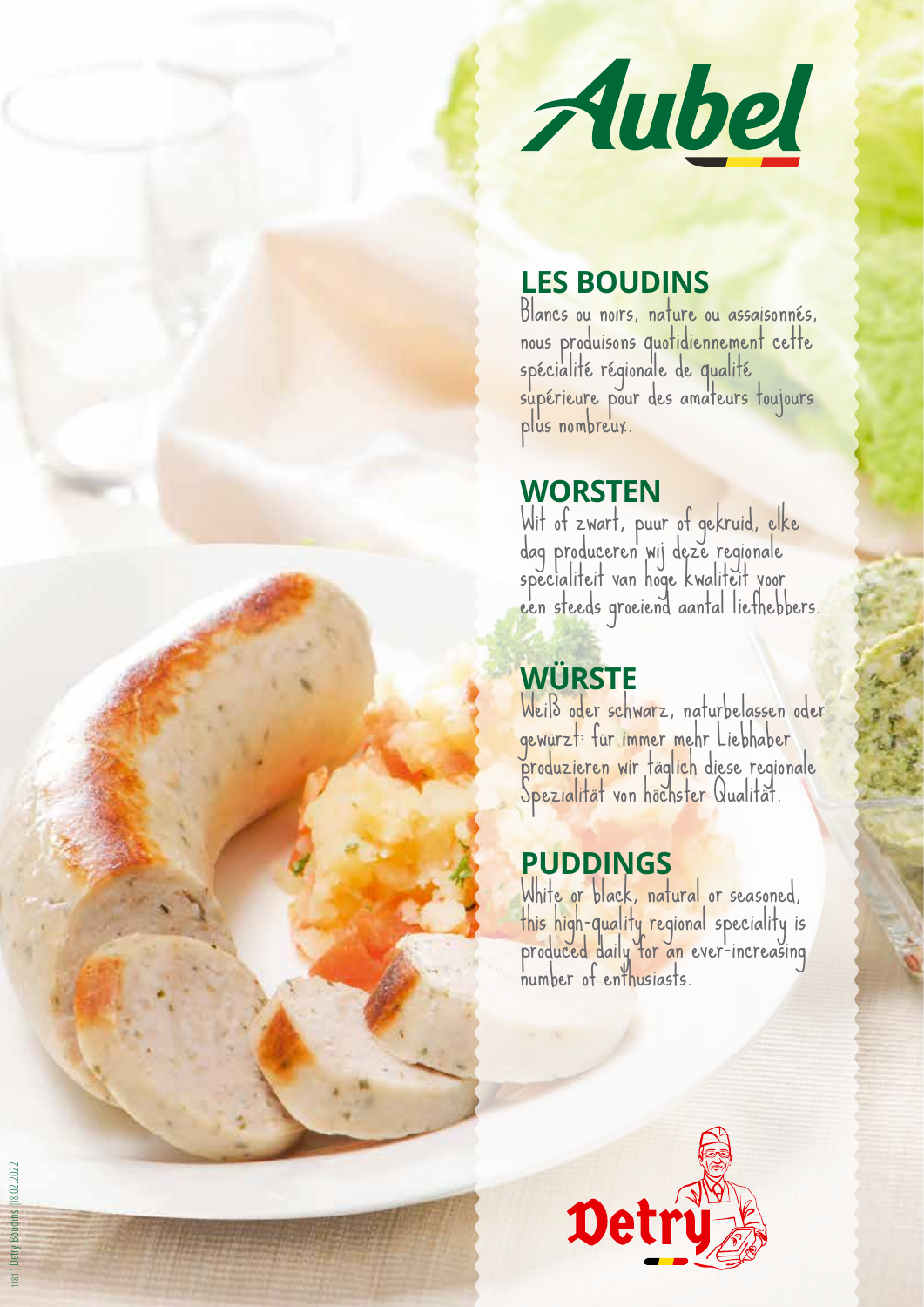Aubel

## LES BOUDINS

Blancs ou noirs, nature ou assaisonnés, nous produisons quotidiennement cette spécialité régionale de qualité supérieure pour des amateurs toujours plus nombreux.

## WORSTEN

Wit of zwart, puur of gekruid, elke dag produceren wij deze regionale specialiteit van hoge kwaliteit voor een steeds groeiend aantal liefhebbers.

## WÜRSTE

Weiß oder schwarz, naturbelassen oder gewürzt: für immer mehr Liebhaber produzieren wir täglich diese regionale Spezialität von höchster Qualität.

## PUDDINGS

White or black, natural or seasoned, this high-quality regional speciality is produced daily for an ever-increasing number of enthusiasts.

Detry

1181 | Detry Boudins | 18.02.2022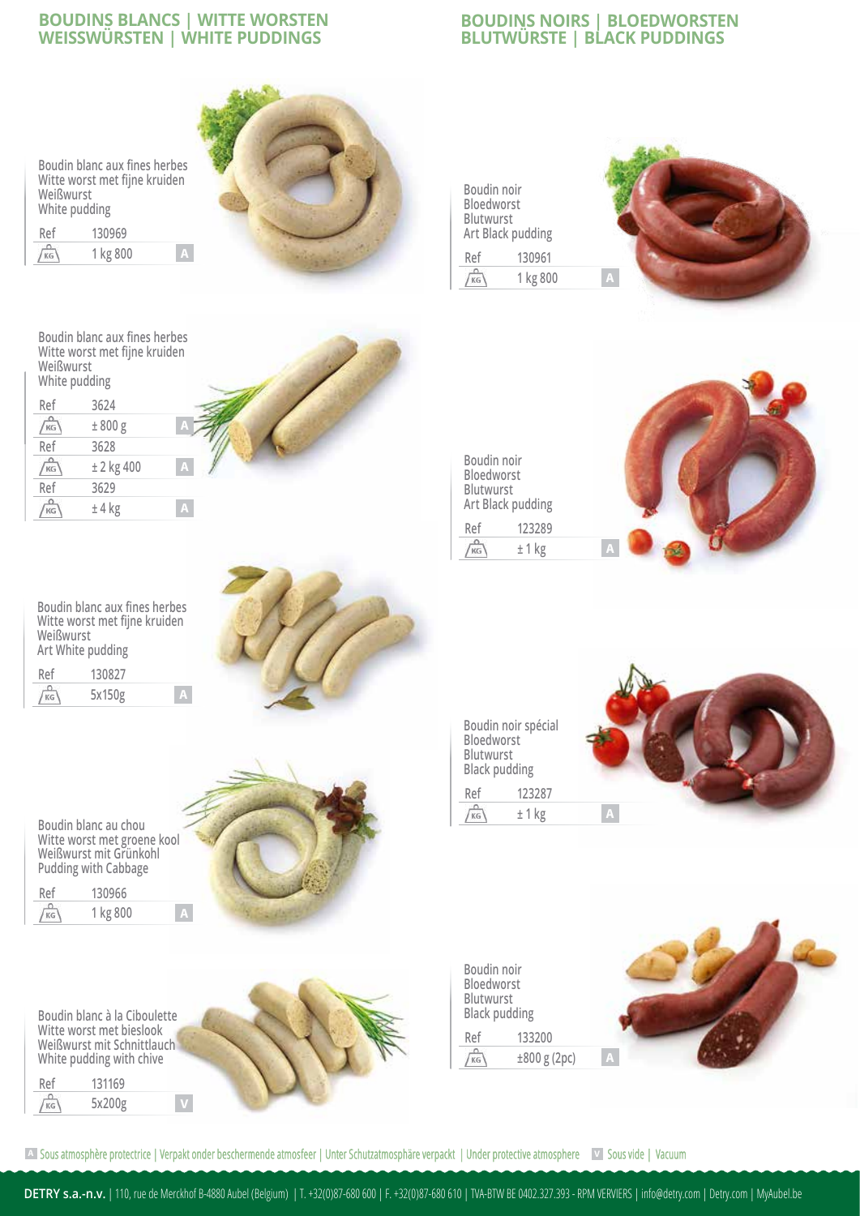## BOUDINS BLANCS | WITTE WORSTEN WEISSWÜRSTEN | WHITE PUDDINGS

Boudin blanc aux fines herbes
Witte worst met fijne kruiden
Weißwurst
White pudding

| | | |
|---|---|---|
| Ref | 130969 | |
| KG | 1 kg 800 | A |

Boudin blanc aux fines herbes
Witte worst met fijne kruiden
Weißwurst
White pudding

| | | |
|---|---|---|
| Ref | 3624 | |
| KG | ± 800 g | A |
| Ref | 3628 | |
| KG | ± 2 kg 400 | A |
| Ref | 3629 | |
| KG | ± 4 kg | A |

Boudin blanc aux fines herbes
Witte worst met fijne kruiden
Weißwurst
Art White pudding

| | | |
|---|---|---|
| Ref | 130827 | |
| KG | 5x150g | A |

Boudin blanc au chou
Witte worst met groene kool
Weißwurst mit Grünkohl
Pudding with Cabbage

| | | |
|---|---|---|
| Ref | 130966 | |
| KG | 1 kg 800 | A |

Boudin blanc à la Ciboulette
Witte worst met bieslook
Weißwurst mit Schnittlauch
White pudding with chive

| | | |
|---|---|---|
| Ref | 131169 | |
| KG | 5x200g | V |

## BOUDINS NOIRS | BLOEDWORSTEN BLUTWÜRSTE | BLACK PUDDINGS

Boudin noir
Bloedworst
Blutwurst
Art Black pudding

| | | |
|---|---|---|
| Ref | 130961 | |
| KG | 1 kg 800 | A |

Boudin noir
Bloedworst
Blutwurst
Art Black pudding

| | | |
|---|---|---|
| Ref | 123289 | |
| KG | ± 1 kg | A |

Boudin noir spécial
Bloedworst
Blutwurst
Black pudding

| | | |
|---|---|---|
| Ref | 123287 | |
| KG | ± 1 kg | A |

Boudin noir
Bloedworst
Blutwurst
Black pudding

| | | |
|---|---|---|
| Ref | 133200 | |
| KG | ±800 g (2pc) | A |

A Sous atmosphère protectrice | Verpakt onder beschermende atmosfeer | Unter Schutzatmosphäre verpackt | Under protective atmosphere   V Sous vide | Vacuum

**DETRY s.a.-n.v.** | 110, rue de Merckhof B-4880 Aubel (Belgium) | T. +32(0)87-680 600 | F. +32(0)87-680 610 | TVA-BTW BE 0402.327.393 - RPM VERVIERS | info@detry.com | Detry.com | MyAubel.be